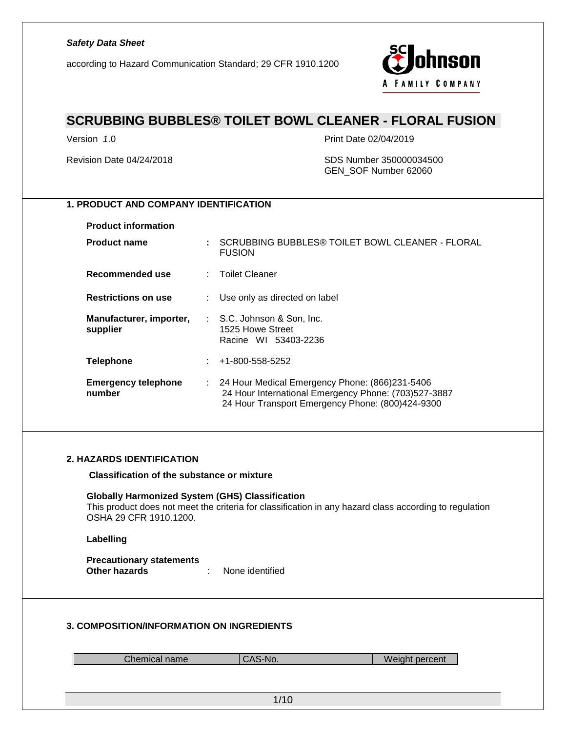***Safety Data Sheet***

according to Hazard Communication Standard; 29 CFR 1910.1200

# SCRUBBING BUBBLES® TOILET BOWL CLEANER - FLORAL FUSION

Version *1*.0

Print Date 02/04/2019

Revision Date 04/24/2018

SDS Number 350000034500
GEN_SOF Number 62060

## 1. PRODUCT AND COMPANY IDENTIFICATION

**Product information**

**Product name** : SCRUBBING BUBBLES® TOILET BOWL CLEANER - FLORAL FUSION

**Recommended use** : Toilet Cleaner

**Restrictions on use** : Use only as directed on label

**Manufacturer, importer, supplier** : S.C. Johnson & Son, Inc.
1525 Howe Street
Racine WI 53403-2236

**Telephone** : +1-800-558-5252

**Emergency telephone number** : 24 Hour Medical Emergency Phone: (866)231-5406
24 Hour International Emergency Phone: (703)527-3887
24 Hour Transport Emergency Phone: (800)424-9300

## 2. HAZARDS IDENTIFICATION

**Classification of the substance or mixture**

**Globally Harmonized System (GHS) Classification**
This product does not meet the criteria for classification in any hazard class according to regulation OSHA 29 CFR 1910.1200.

**Labelling**

**Precautionary statements**
**Other hazards** : None identified

## 3. COMPOSITION/INFORMATION ON INGREDIENTS

| Chemical name | CAS-No. | Weight percent |
| --- | --- | --- |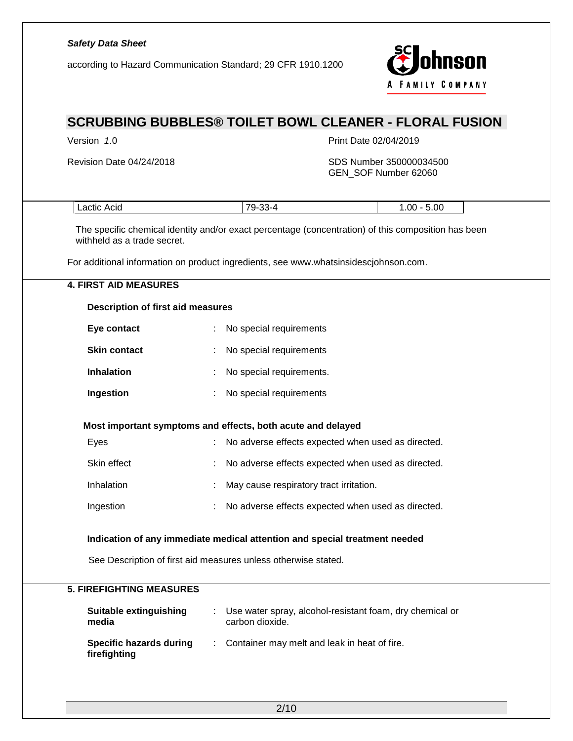| Lactic Acid | 79-33-4 | 1.00 - 5.00 |
|---|---|---|

The specific chemical identity and/or exact percentage (concentration) of this composition has been withheld as a trade secret.

For additional information on product ingredients, see www.whatsinsidescjohnson.com.

## 4. FIRST AID MEASURES

**Description of first aid measures**

**Eye contact** : No special requirements

**Skin contact** : No special requirements

**Inhalation** : No special requirements.

**Ingestion** : No special requirements

**Most important symptoms and effects, both acute and delayed**

Eyes : No adverse effects expected when used as directed.

Skin effect : No adverse effects expected when used as directed.

Inhalation : May cause respiratory tract irritation.

Ingestion : No adverse effects expected when used as directed.

**Indication of any immediate medical attention and special treatment needed**

See Description of first aid measures unless otherwise stated.

## 5. FIREFIGHTING MEASURES

**Suitable extinguishing media** : Use water spray, alcohol-resistant foam, dry chemical or carbon dioxide.

**Specific hazards during firefighting** : Container may melt and leak in heat of fire.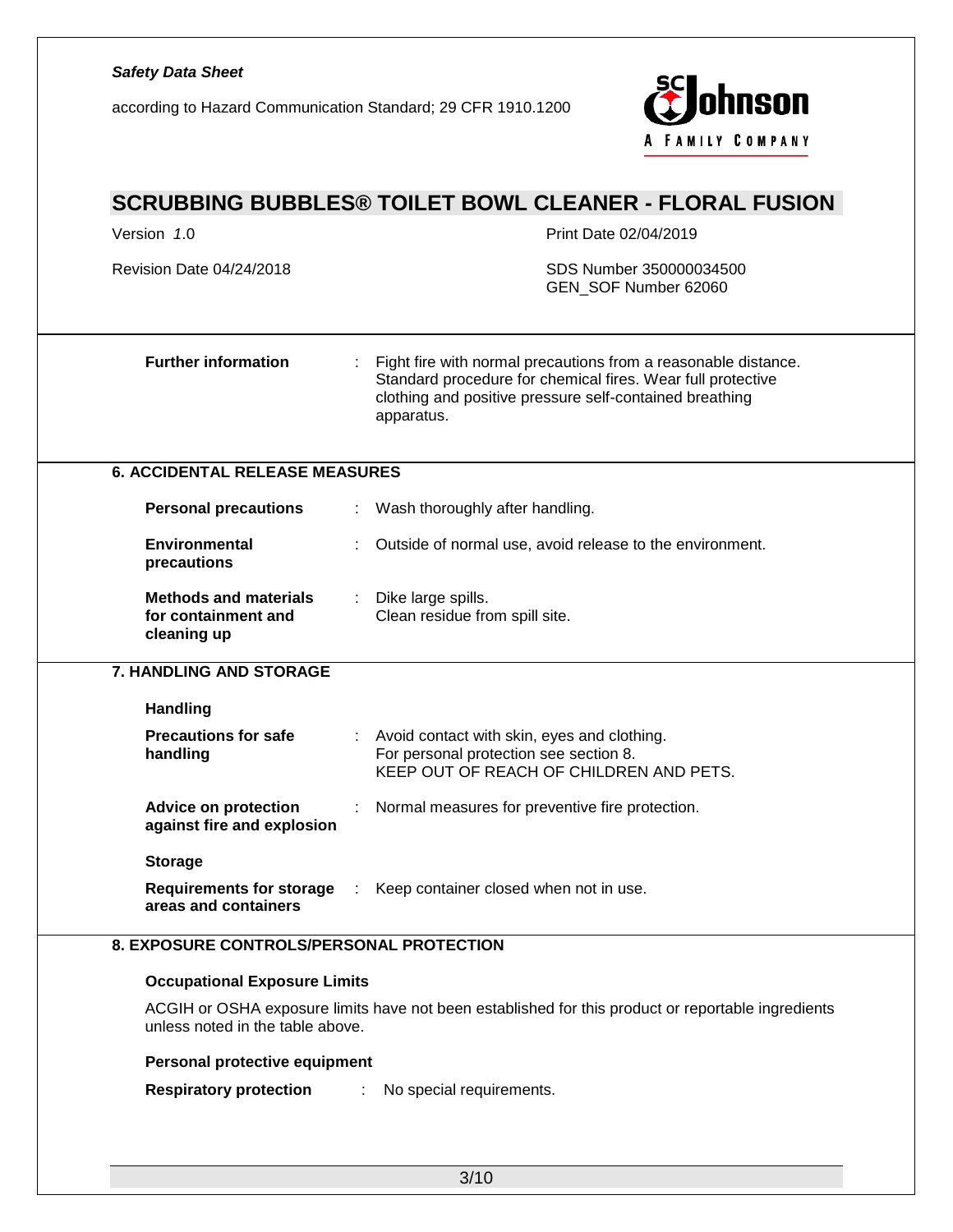| | |
|---|---|
| **Further information** | Fight fire with normal precautions from a reasonable distance. Standard procedure for chemical fires. Wear full protective clothing and positive pressure self-contained breathing apparatus. |

## 6. ACCIDENTAL RELEASE MEASURES

| | |
|---|---|
| **Personal precautions** | Wash thoroughly after handling. |
| **Environmental precautions** | Outside of normal use, avoid release to the environment. |
| **Methods and materials for containment and cleaning up** | Dike large spills.<br>Clean residue from spill site. |

## 7. HANDLING AND STORAGE

### Handling

| | |
|---|---|
| **Precautions for safe handling** | Avoid contact with skin, eyes and clothing.<br>For personal protection see section 8.<br>KEEP OUT OF REACH OF CHILDREN AND PETS. |
| **Advice on protection against fire and explosion** | Normal measures for preventive fire protection. |

### Storage

| | |
|---|---|
| **Requirements for storage areas and containers** | Keep container closed when not in use. |

## 8. EXPOSURE CONTROLS/PERSONAL PROTECTION

### Occupational Exposure Limits

ACGIH or OSHA exposure limits have not been established for this product or reportable ingredients unless noted in the table above.

### Personal protective equipment

| | |
|---|---|
| **Respiratory protection** | No special requirements. |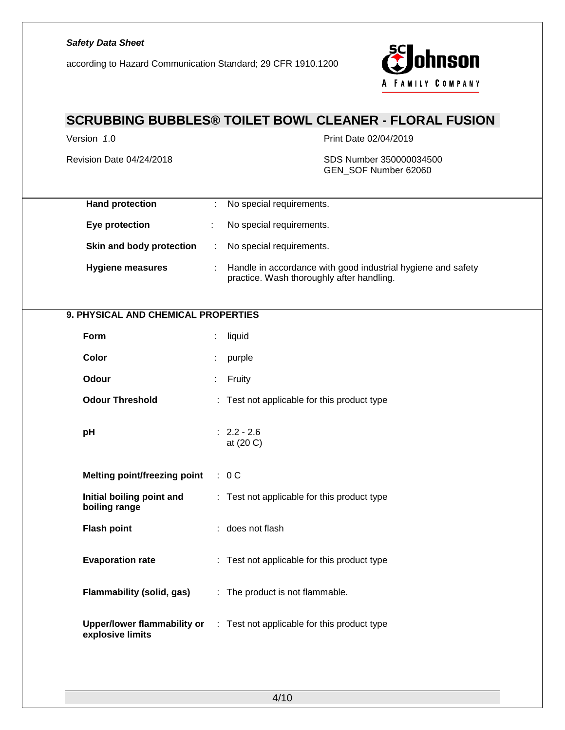| | |
|---|---|
| **Hand protection** | No special requirements. |
| **Eye protection** | No special requirements. |
| **Skin and body protection** | No special requirements. |
| **Hygiene measures** | Handle in accordance with good industrial hygiene and safety practice. Wash thoroughly after handling. |

## 9. PHYSICAL AND CHEMICAL PROPERTIES

| | |
|---|---|
| **Form** | liquid |
| **Color** | purple |
| **Odour** | Fruity |
| **Odour Threshold** | Test not applicable for this product type |
| **pH** | 2.2 - 2.6<br>at (20 C) |
| **Melting point/freezing point** | 0 C |
| **Initial boiling point and boiling range** | Test not applicable for this product type |
| **Flash point** | does not flash |
| **Evaporation rate** | Test not applicable for this product type |
| **Flammability (solid, gas)** | The product is not flammable. |
| **Upper/lower flammability or explosive limits** | Test not applicable for this product type |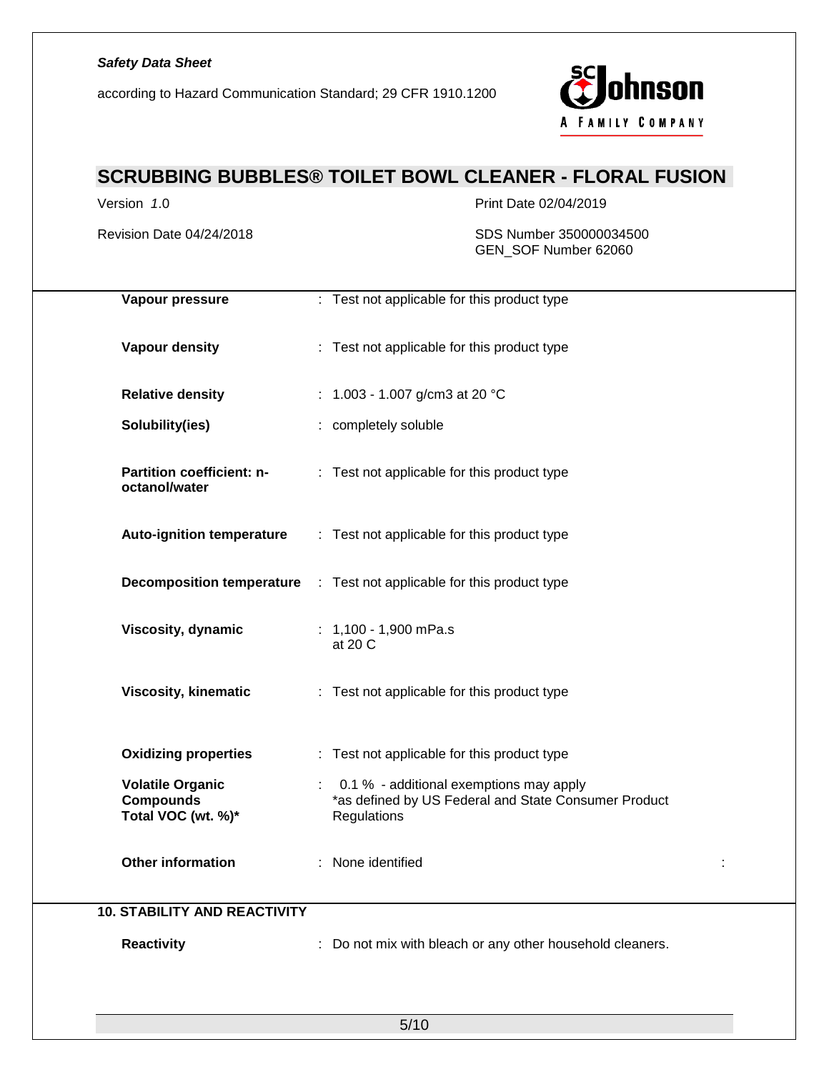| | | |
|---|---|---|
| **Vapour pressure** | : | Test not applicable for this product type |
| **Vapour density** | : | Test not applicable for this product type |
| **Relative density** | : | 1.003 - 1.007 g/cm3 at 20 °C |
| **Solubility(ies)** | : | completely soluble |
| **Partition coefficient: n-octanol/water** | : | Test not applicable for this product type |
| **Auto-ignition temperature** | : | Test not applicable for this product type |
| **Decomposition temperature** | : | Test not applicable for this product type |
| **Viscosity, dynamic** | : | 1,100 - 1,900 mPa.s at 20 C |
| **Viscosity, kinematic** | : | Test not applicable for this product type |
| **Oxidizing properties** | : | Test not applicable for this product type |
| **Volatile Organic Compounds Total VOC (wt. %)*** | : | 0.1 % - additional exemptions may apply *as defined by US Federal and State Consumer Product Regulations |
| **Other information** | : | None identified |

## 10. STABILITY AND REACTIVITY

| | | |
|---|---|---|
| **Reactivity** | : | Do not mix with bleach or any other household cleaners. |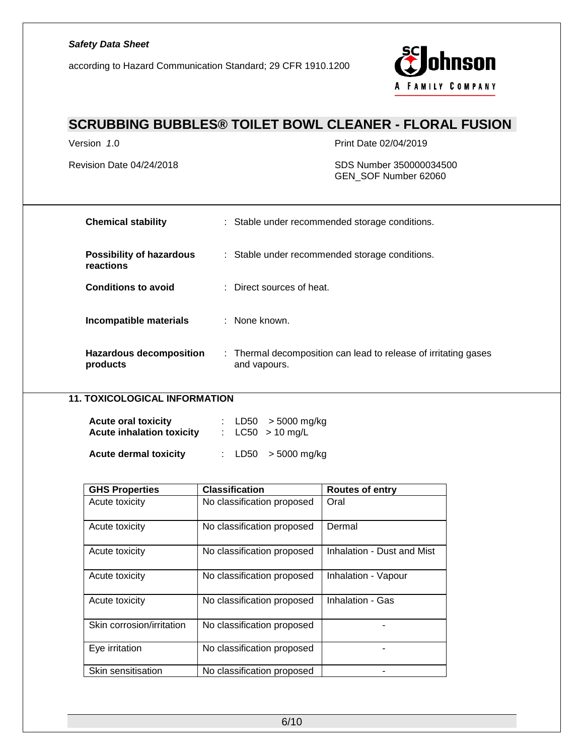| | |
|---|---|
| **Chemical stability** | : Stable under recommended storage conditions. |
| **Possibility of hazardous reactions** | : Stable under recommended storage conditions. |
| **Conditions to avoid** | : Direct sources of heat. |
| **Incompatible materials** | : None known. |
| **Hazardous decomposition products** | : Thermal decomposition can lead to release of irritating gases and vapours. |

## 11. TOXICOLOGICAL INFORMATION

**Acute oral toxicity** : LD50 > 5000 mg/kg
**Acute inhalation toxicity** : LC50 > 10 mg/L

**Acute dermal toxicity** : LD50 > 5000 mg/kg

| GHS Properties | Classification | Routes of entry |
|---|---|---|
| Acute toxicity | No classification proposed | Oral |
| Acute toxicity | No classification proposed | Dermal |
| Acute toxicity | No classification proposed | Inhalation - Dust and Mist |
| Acute toxicity | No classification proposed | Inhalation - Vapour |
| Acute toxicity | No classification proposed | Inhalation - Gas |
| Skin corrosion/irritation | No classification proposed | - |
| Eye irritation | No classification proposed | - |
| Skin sensitisation | No classification proposed | - |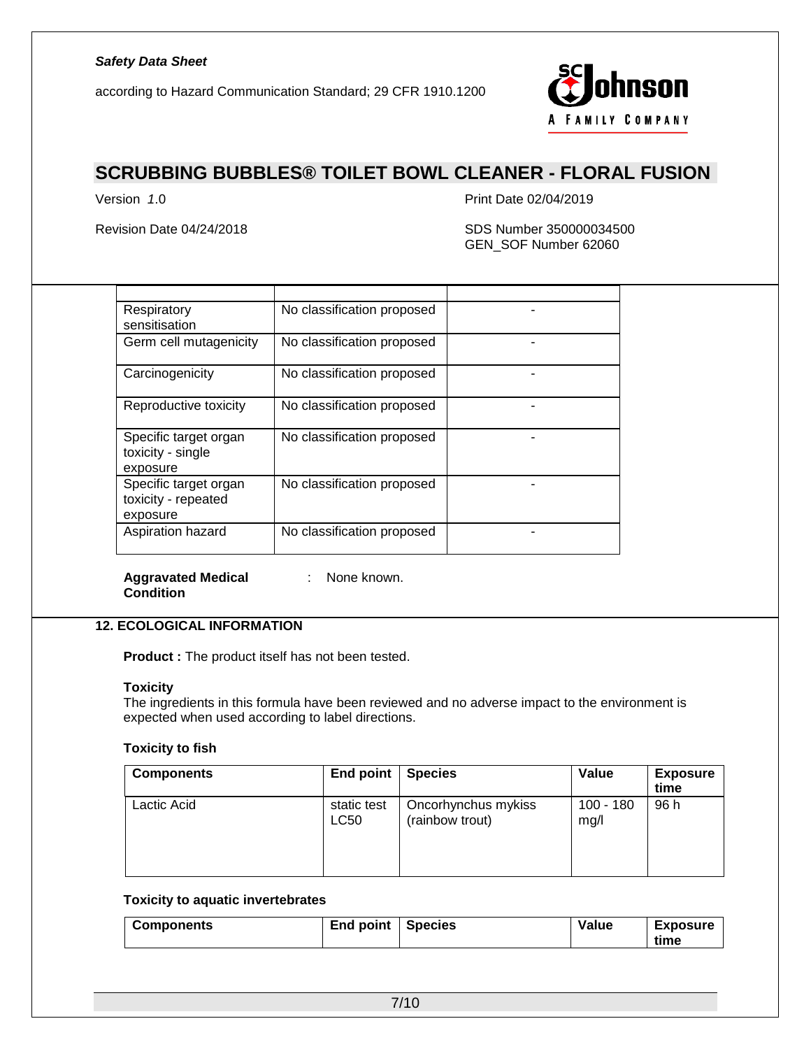| | | |
|---|---|---|
| Respiratory sensitisation | No classification proposed | - |
| Germ cell mutagenicity | No classification proposed | - |
| Carcinogenicity | No classification proposed | - |
| Reproductive toxicity | No classification proposed | - |
| Specific target organ toxicity - single exposure | No classification proposed | - |
| Specific target organ toxicity - repeated exposure | No classification proposed | - |
| Aspiration hazard | No classification proposed | - |

**Aggravated Medical Condition** : None known.

## 12. ECOLOGICAL INFORMATION

**Product :** The product itself has not been tested.

**Toxicity**
The ingredients in this formula have been reviewed and no adverse impact to the environment is expected when used according to label directions.

**Toxicity to fish**

| Components | End point | Species | Value | Exposure time |
|---|---|---|---|---|
| Lactic Acid | static test LC50 | Oncorhynchus mykiss (rainbow trout) | 100 - 180 mg/l | 96 h |

**Toxicity to aquatic invertebrates**

| Components | End point | Species | Value | Exposure time |
|---|---|---|---|---|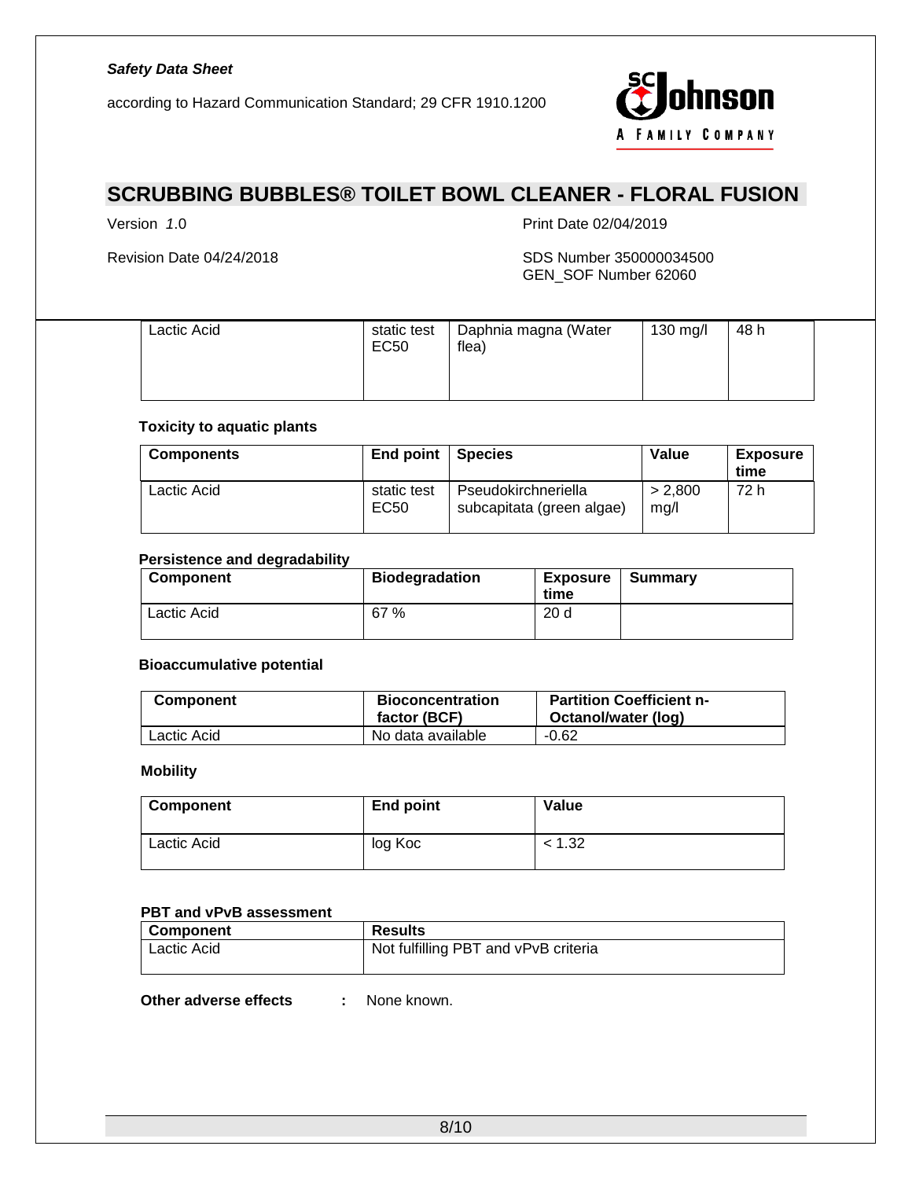| Lactic Acid | static test EC50 | Daphnia magna (Water flea) | 130 mg/l | 48 h |
|---|---|---|---|---|

**Toxicity to aquatic plants**

| Components | End point | Species | Value | Exposure time |
|---|---|---|---|---|
| Lactic Acid | static test EC50 | Pseudokirchneriella subcapitata (green algae) | > 2,800 mg/l | 72 h |

**Persistence and degradability**

| Component | Biodegradation | Exposure time | Summary |
|---|---|---|---|
| Lactic Acid | 67 % | 20 d | |

**Bioaccumulative potential**

| Component | Bioconcentration factor (BCF) | Partition Coefficient n-Octanol/water (log) |
|---|---|---|
| Lactic Acid | No data available | -0.62 |

**Mobility**

| Component | End point | Value |
|---|---|---|
| Lactic Acid | log Koc | < 1.32 |

**PBT and vPvB assessment**

| Component | Results |
|---|---|
| Lactic Acid | Not fulfilling PBT and vPvB criteria |

**Other adverse effects** : None known.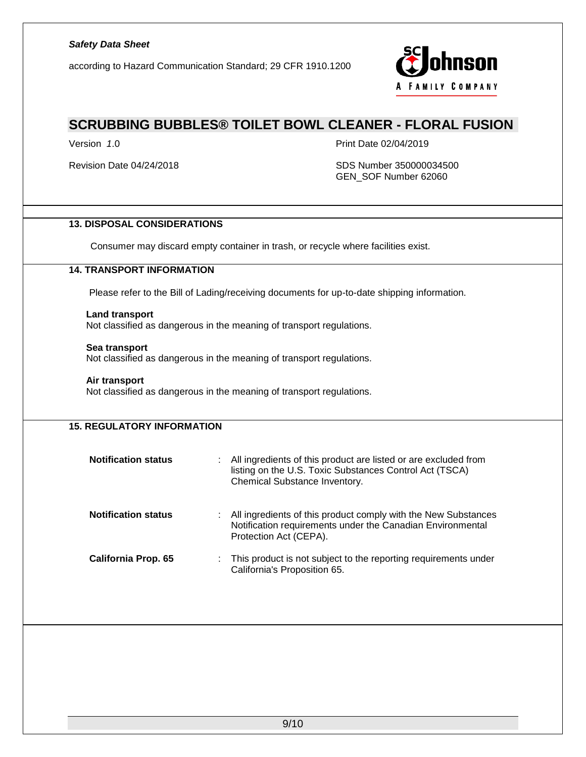## 13. DISPOSAL CONSIDERATIONS

Consumer may discard empty container in trash, or recycle where facilities exist.

## 14. TRANSPORT INFORMATION

Please refer to the Bill of Lading/receiving documents for up-to-date shipping information.

**Land transport**
Not classified as dangerous in the meaning of transport regulations.

**Sea transport**
Not classified as dangerous in the meaning of transport regulations.

**Air transport**
Not classified as dangerous in the meaning of transport regulations.

## 15. REGULATORY INFORMATION

**Notification status** : All ingredients of this product are listed or are excluded from listing on the U.S. Toxic Substances Control Act (TSCA) Chemical Substance Inventory.

**Notification status** : All ingredients of this product comply with the New Substances Notification requirements under the Canadian Environmental Protection Act (CEPA).

**California Prop. 65** : This product is not subject to the reporting requirements under California's Proposition 65.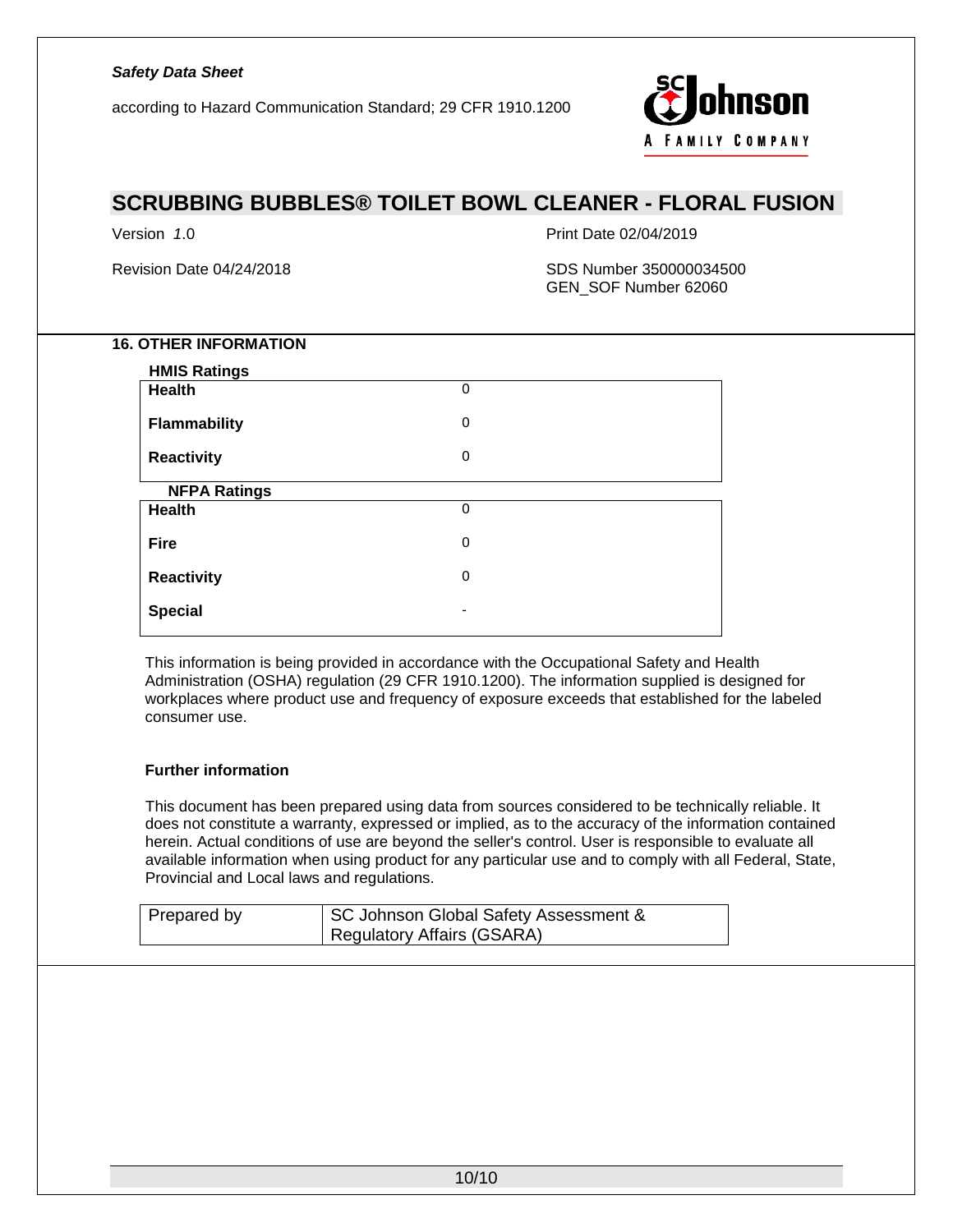## 16. OTHER INFORMATION

**HMIS Ratings**

| | |
|---|---|
| **Health** | 0 |
| **Flammability** | 0 |
| **Reactivity** | 0 |

**NFPA Ratings**

| | |
|---|---|
| **Health** | 0 |
| **Fire** | 0 |
| **Reactivity** | 0 |
| **Special** | - |

This information is being provided in accordance with the Occupational Safety and Health Administration (OSHA) regulation (29 CFR 1910.1200). The information supplied is designed for workplaces where product use and frequency of exposure exceeds that established for the labeled consumer use.

**Further information**

This document has been prepared using data from sources considered to be technically reliable. It does not constitute a warranty, expressed or implied, as to the accuracy of the information contained herein. Actual conditions of use are beyond the seller's control. User is responsible to evaluate all available information when using product for any particular use and to comply with all Federal, State, Provincial and Local laws and regulations.

| | |
|---|---|
| Prepared by | SC Johnson Global Safety Assessment & Regulatory Affairs (GSARA) |